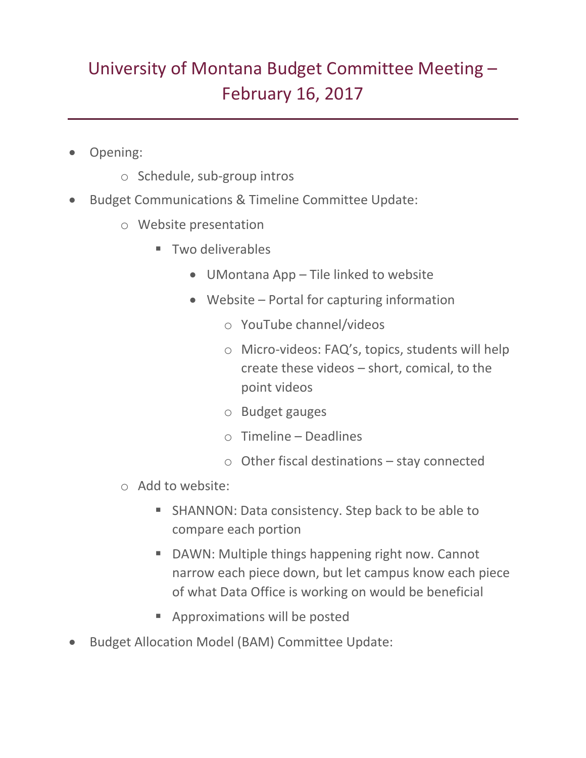# University of Montana Budget Committee Meeting – February 16, 2017

- Opening:
  - Schedule, sub-group intros
- Budget Communications & Timeline Committee Update:
  - Website presentation
    - Two deliverables
      - UMontana App – Tile linked to website
      - Website – Portal for capturing information
        - YouTube channel/videos
        - Micro-videos: FAQ's, topics, students will help create these videos – short, comical, to the point videos
        - Budget gauges
        - Timeline – Deadlines
        - Other fiscal destinations – stay connected
  - Add to website:
    - SHANNON: Data consistency. Step back to be able to compare each portion
    - DAWN: Multiple things happening right now. Cannot narrow each piece down, but let campus know each piece of what Data Office is working on would be beneficial
    - Approximations will be posted
- Budget Allocation Model (BAM) Committee Update: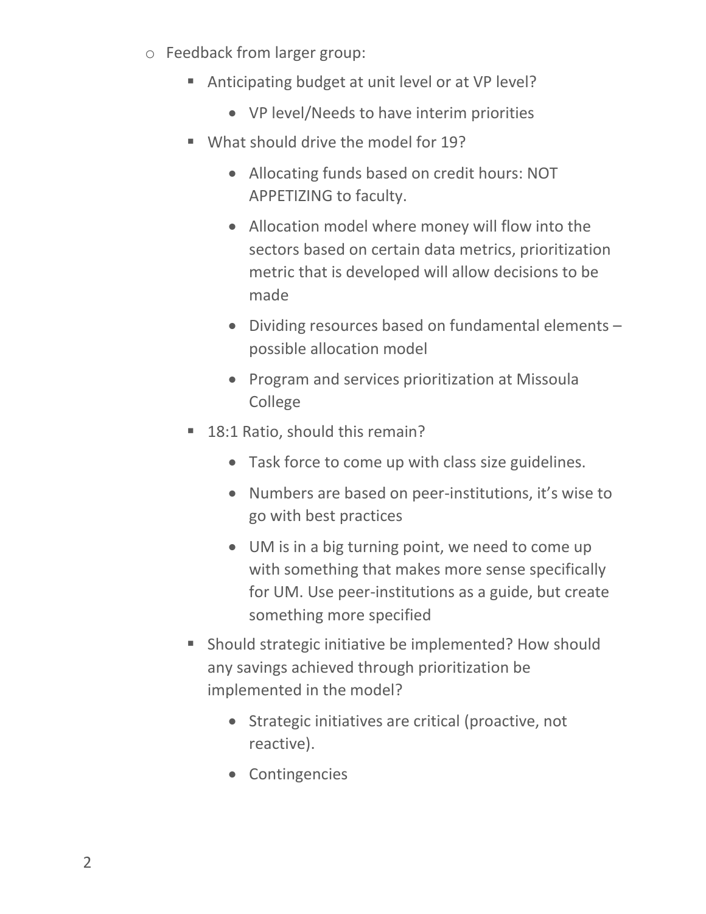- Feedback from larger group:
  - Anticipating budget at unit level or at VP level?
    - VP level/Needs to have interim priorities
  - What should drive the model for 19?
    - Allocating funds based on credit hours: NOT APPETIZING to faculty.
    - Allocation model where money will flow into the sectors based on certain data metrics, prioritization metric that is developed will allow decisions to be made
    - Dividing resources based on fundamental elements – possible allocation model
    - Program and services prioritization at Missoula College
  - 18:1 Ratio, should this remain?
    - Task force to come up with class size guidelines.
    - Numbers are based on peer-institutions, it's wise to go with best practices
    - UM is in a big turning point, we need to come up with something that makes more sense specifically for UM. Use peer-institutions as a guide, but create something more specified
  - Should strategic initiative be implemented? How should any savings achieved through prioritization be implemented in the model?
    - Strategic initiatives are critical (proactive, not reactive).
    - Contingencies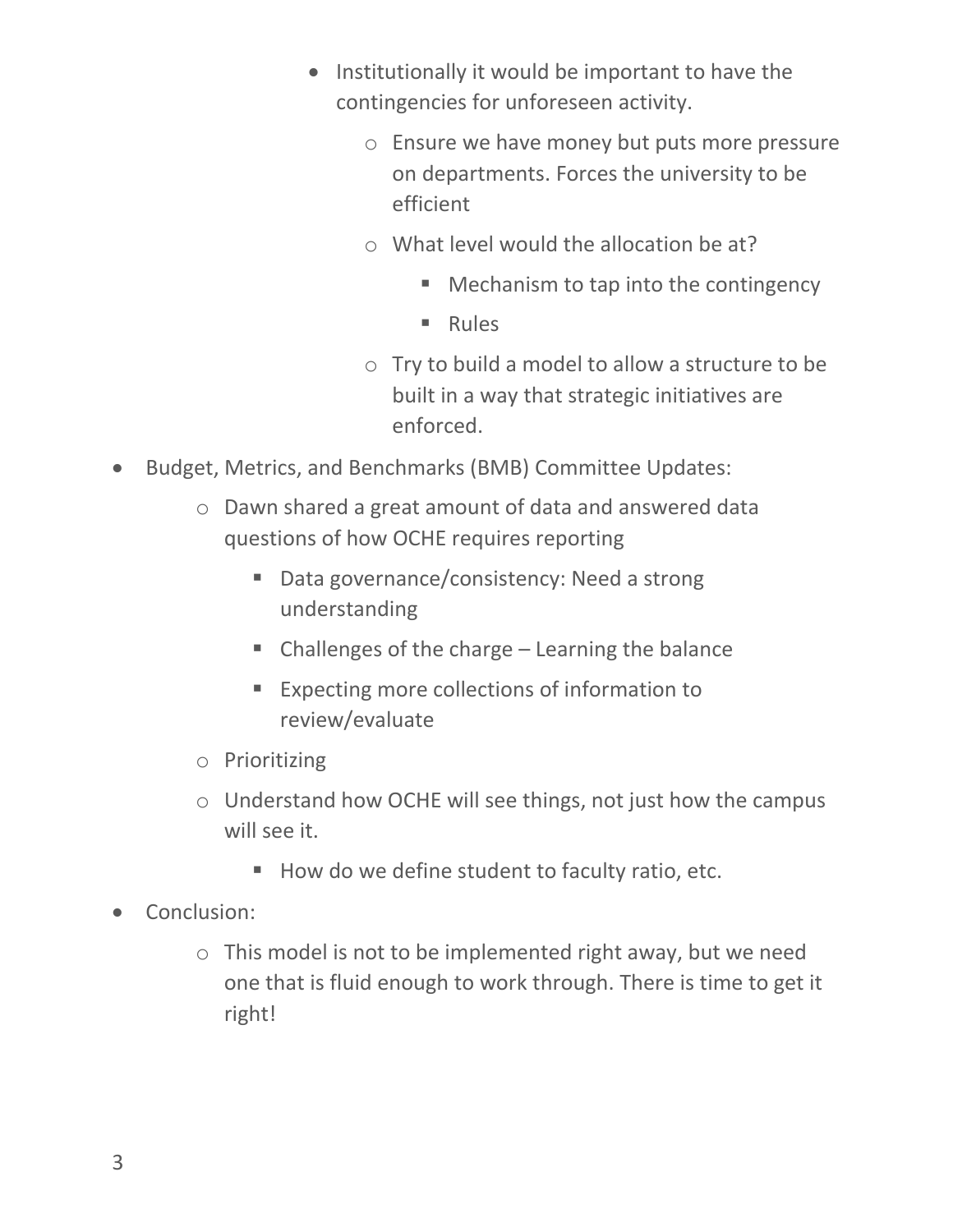- Institutionally it would be important to have the contingencies for unforeseen activity.
            - Ensure we have money but puts more pressure on departments. Forces the university to be efficient
            - What level would the allocation be at?
                - Mechanism to tap into the contingency
                - Rules
            - Try to build a model to allow a structure to be built in a way that strategic initiatives are enforced.

- Budget, Metrics, and Benchmarks (BMB) Committee Updates:
    - Dawn shared a great amount of data and answered data questions of how OCHE requires reporting
        - Data governance/consistency: Need a strong understanding
        - Challenges of the charge – Learning the balance
        - Expecting more collections of information to review/evaluate
    - Prioritizing
    - Understand how OCHE will see things, not just how the campus will see it.
        - How do we define student to faculty ratio, etc.
- Conclusion:
    - This model is not to be implemented right away, but we need one that is fluid enough to work through. There is time to get it right!